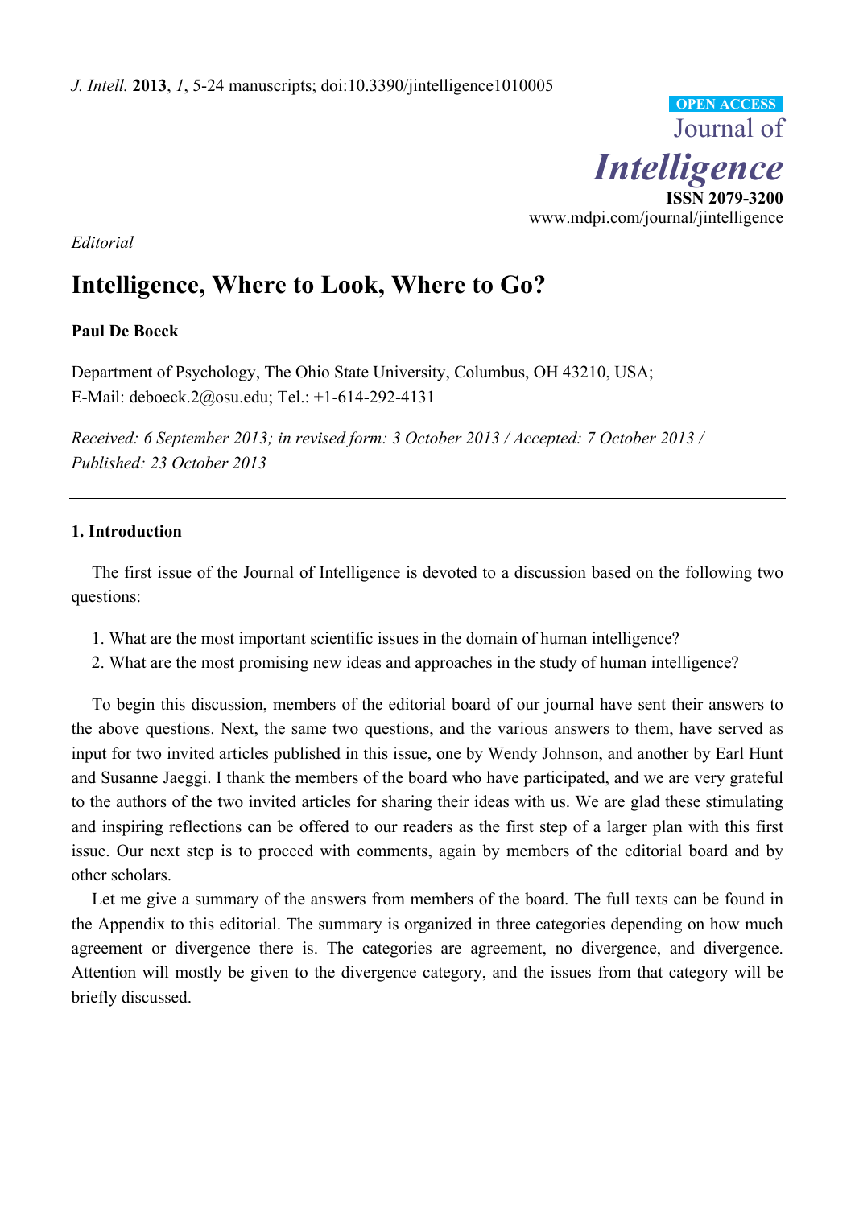*Editorial*

# Intelligence, Where to Look, Where to Go?

**Paul De Boeck**

Department of Psychology, The Ohio State University, Columbus, OH 43210, USA;
E-Mail: deboeck.2@osu.edu; Tel.: +1-614-292-4131

*Received: 6 September 2013; in revised form: 3 October 2013 / Accepted: 7 October 2013 / Published: 23 October 2013*

---

## 1. Introduction

The first issue of the Journal of Intelligence is devoted to a discussion based on the following two questions:

1. What are the most important scientific issues in the domain of human intelligence?
2. What are the most promising new ideas and approaches in the study of human intelligence?

To begin this discussion, members of the editorial board of our journal have sent their answers to the above questions. Next, the same two questions, and the various answers to them, have served as input for two invited articles published in this issue, one by Wendy Johnson, and another by Earl Hunt and Susanne Jaeggi. I thank the members of the board who have participated, and we are very grateful to the authors of the two invited articles for sharing their ideas with us. We are glad these stimulating and inspiring reflections can be offered to our readers as the first step of a larger plan with this first issue. Our next step is to proceed with comments, again by members of the editorial board and by other scholars.

Let me give a summary of the answers from members of the board. The full texts can be found in the Appendix to this editorial. The summary is organized in three categories depending on how much agreement or divergence there is. The categories are agreement, no divergence, and divergence. Attention will mostly be given to the divergence category, and the issues from that category will be briefly discussed.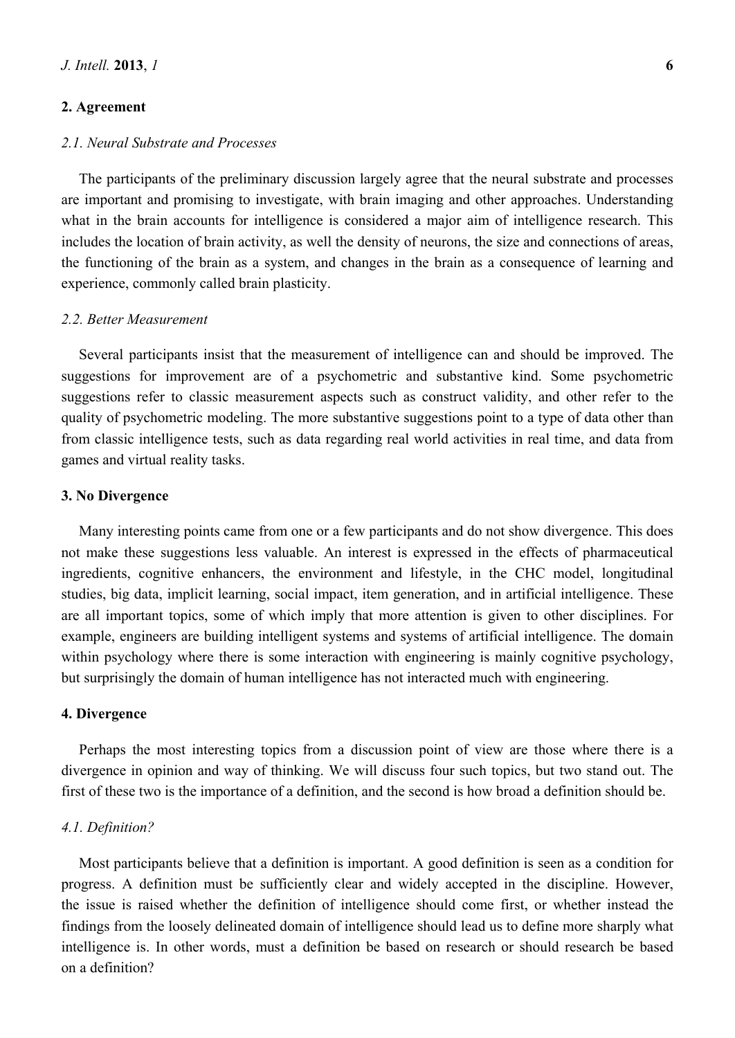## 2. Agreement

### *2.1. Neural Substrate and Processes*

The participants of the preliminary discussion largely agree that the neural substrate and processes are important and promising to investigate, with brain imaging and other approaches. Understanding what in the brain accounts for intelligence is considered a major aim of intelligence research. This includes the location of brain activity, as well the density of neurons, the size and connections of areas, the functioning of the brain as a system, and changes in the brain as a consequence of learning and experience, commonly called brain plasticity.

### *2.2. Better Measurement*

Several participants insist that the measurement of intelligence can and should be improved. The suggestions for improvement are of a psychometric and substantive kind. Some psychometric suggestions refer to classic measurement aspects such as construct validity, and other refer to the quality of psychometric modeling. The more substantive suggestions point to a type of data other than from classic intelligence tests, such as data regarding real world activities in real time, and data from games and virtual reality tasks.

## 3. No Divergence

Many interesting points came from one or a few participants and do not show divergence. This does not make these suggestions less valuable. An interest is expressed in the effects of pharmaceutical ingredients, cognitive enhancers, the environment and lifestyle, in the CHC model, longitudinal studies, big data, implicit learning, social impact, item generation, and in artificial intelligence. These are all important topics, some of which imply that more attention is given to other disciplines. For example, engineers are building intelligent systems and systems of artificial intelligence. The domain within psychology where there is some interaction with engineering is mainly cognitive psychology, but surprisingly the domain of human intelligence has not interacted much with engineering.

## 4. Divergence

Perhaps the most interesting topics from a discussion point of view are those where there is a divergence in opinion and way of thinking. We will discuss four such topics, but two stand out. The first of these two is the importance of a definition, and the second is how broad a definition should be.

### *4.1. Definition?*

Most participants believe that a definition is important. A good definition is seen as a condition for progress. A definition must be sufficiently clear and widely accepted in the discipline. However, the issue is raised whether the definition of intelligence should come first, or whether instead the findings from the loosely delineated domain of intelligence should lead us to define more sharply what intelligence is. In other words, must a definition be based on research or should research be based on a definition?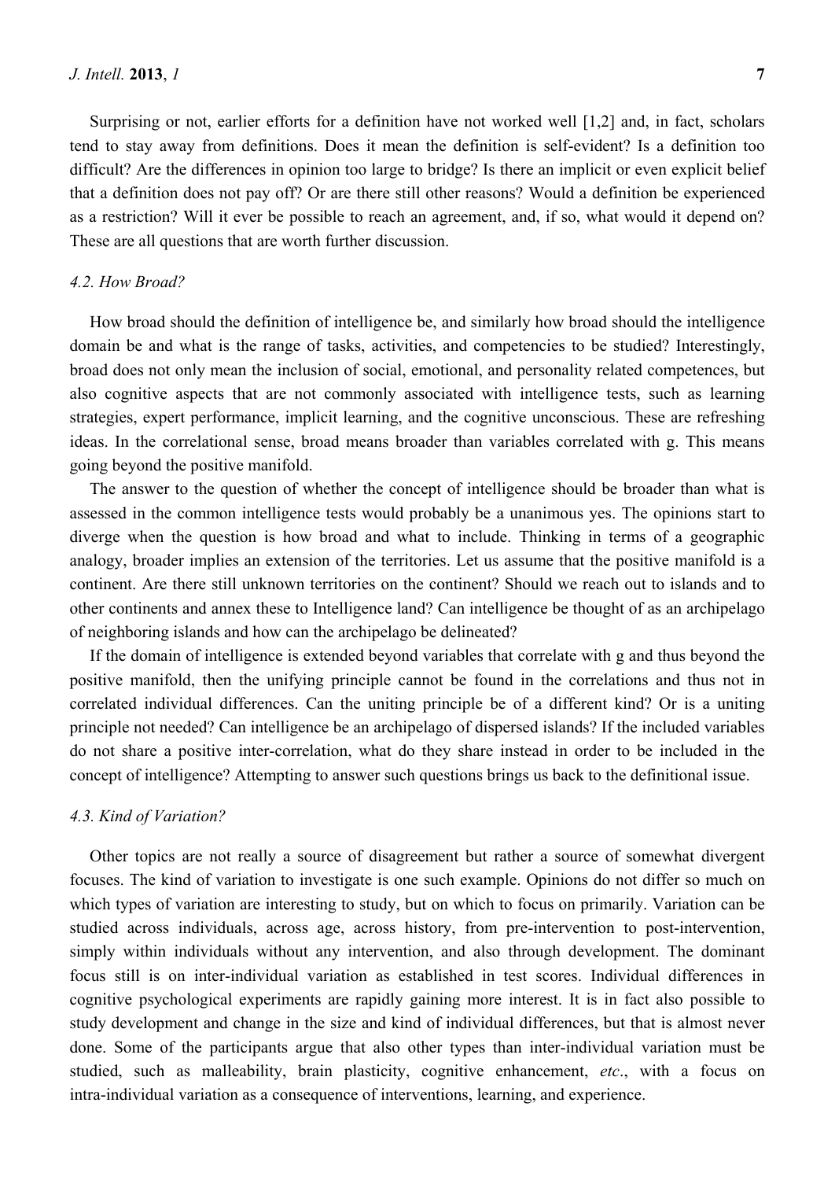Surprising or not, earlier efforts for a definition have not worked well [1,2] and, in fact, scholars tend to stay away from definitions. Does it mean the definition is self-evident? Is a definition too difficult? Are the differences in opinion too large to bridge? Is there an implicit or even explicit belief that a definition does not pay off? Or are there still other reasons? Would a definition be experienced as a restriction? Will it ever be possible to reach an agreement, and, if so, what would it depend on? These are all questions that are worth further discussion.

### *4.2. How Broad?*

How broad should the definition of intelligence be, and similarly how broad should the intelligence domain be and what is the range of tasks, activities, and competencies to be studied? Interestingly, broad does not only mean the inclusion of social, emotional, and personality related competences, but also cognitive aspects that are not commonly associated with intelligence tests, such as learning strategies, expert performance, implicit learning, and the cognitive unconscious. These are refreshing ideas. In the correlational sense, broad means broader than variables correlated with g. This means going beyond the positive manifold.

The answer to the question of whether the concept of intelligence should be broader than what is assessed in the common intelligence tests would probably be a unanimous yes. The opinions start to diverge when the question is how broad and what to include. Thinking in terms of a geographic analogy, broader implies an extension of the territories. Let us assume that the positive manifold is a continent. Are there still unknown territories on the continent? Should we reach out to islands and to other continents and annex these to Intelligence land? Can intelligence be thought of as an archipelago of neighboring islands and how can the archipelago be delineated?

If the domain of intelligence is extended beyond variables that correlate with g and thus beyond the positive manifold, then the unifying principle cannot be found in the correlations and thus not in correlated individual differences. Can the uniting principle be of a different kind? Or is a uniting principle not needed? Can intelligence be an archipelago of dispersed islands? If the included variables do not share a positive inter-correlation, what do they share instead in order to be included in the concept of intelligence? Attempting to answer such questions brings us back to the definitional issue.

### *4.3. Kind of Variation?*

Other topics are not really a source of disagreement but rather a source of somewhat divergent focuses. The kind of variation to investigate is one such example. Opinions do not differ so much on which types of variation are interesting to study, but on which to focus on primarily. Variation can be studied across individuals, across age, across history, from pre-intervention to post-intervention, simply within individuals without any intervention, and also through development. The dominant focus still is on inter-individual variation as established in test scores. Individual differences in cognitive psychological experiments are rapidly gaining more interest. It is in fact also possible to study development and change in the size and kind of individual differences, but that is almost never done. Some of the participants argue that also other types than inter-individual variation must be studied, such as malleability, brain plasticity, cognitive enhancement, *etc*., with a focus on intra-individual variation as a consequence of interventions, learning, and experience.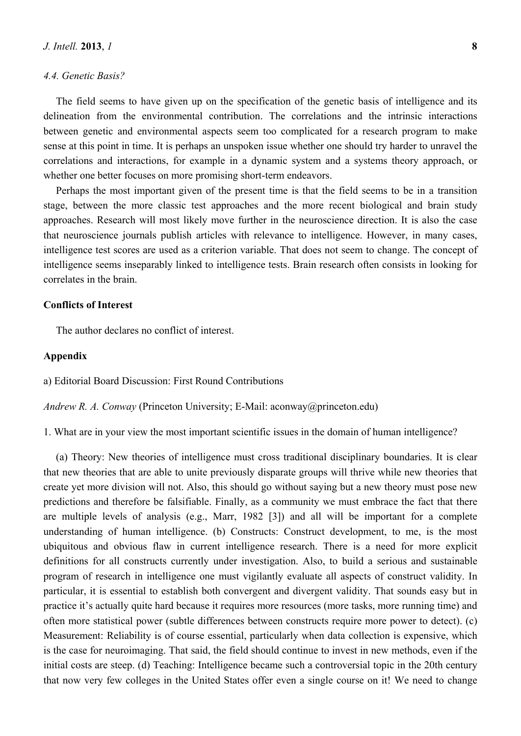### 4.4. Genetic Basis?

The field seems to have given up on the specification of the genetic basis of intelligence and its delineation from the environmental contribution. The correlations and the intrinsic interactions between genetic and environmental aspects seem too complicated for a research program to make sense at this point in time. It is perhaps an unspoken issue whether one should try harder to unravel the correlations and interactions, for example in a dynamic system and a systems theory approach, or whether one better focuses on more promising short-term endeavors.

Perhaps the most important given of the present time is that the field seems to be in a transition stage, between the more classic test approaches and the more recent biological and brain study approaches. Research will most likely move further in the neuroscience direction. It is also the case that neuroscience journals publish articles with relevance to intelligence. However, in many cases, intelligence test scores are used as a criterion variable. That does not seem to change. The concept of intelligence seems inseparably linked to intelligence tests. Brain research often consists in looking for correlates in the brain.

## Conflicts of Interest

The author declares no conflict of interest.

## Appendix

a) Editorial Board Discussion: First Round Contributions

*Andrew R. A. Conway* (Princeton University; E-Mail: aconway@princeton.edu)

1. What are in your view the most important scientific issues in the domain of human intelligence?

(a) Theory: New theories of intelligence must cross traditional disciplinary boundaries. It is clear that new theories that are able to unite previously disparate groups will thrive while new theories that create yet more division will not. Also, this should go without saying but a new theory must pose new predictions and therefore be falsifiable. Finally, as a community we must embrace the fact that there are multiple levels of analysis (e.g., Marr, 1982 [3]) and all will be important for a complete understanding of human intelligence. (b) Constructs: Construct development, to me, is the most ubiquitous and obvious flaw in current intelligence research. There is a need for more explicit definitions for all constructs currently under investigation. Also, to build a serious and sustainable program of research in intelligence one must vigilantly evaluate all aspects of construct validity. In particular, it is essential to establish both convergent and divergent validity. That sounds easy but in practice it's actually quite hard because it requires more resources (more tasks, more running time) and often more statistical power (subtle differences between constructs require more power to detect). (c) Measurement: Reliability is of course essential, particularly when data collection is expensive, which is the case for neuroimaging. That said, the field should continue to invest in new methods, even if the initial costs are steep. (d) Teaching: Intelligence became such a controversial topic in the 20th century that now very few colleges in the United States offer even a single course on it! We need to change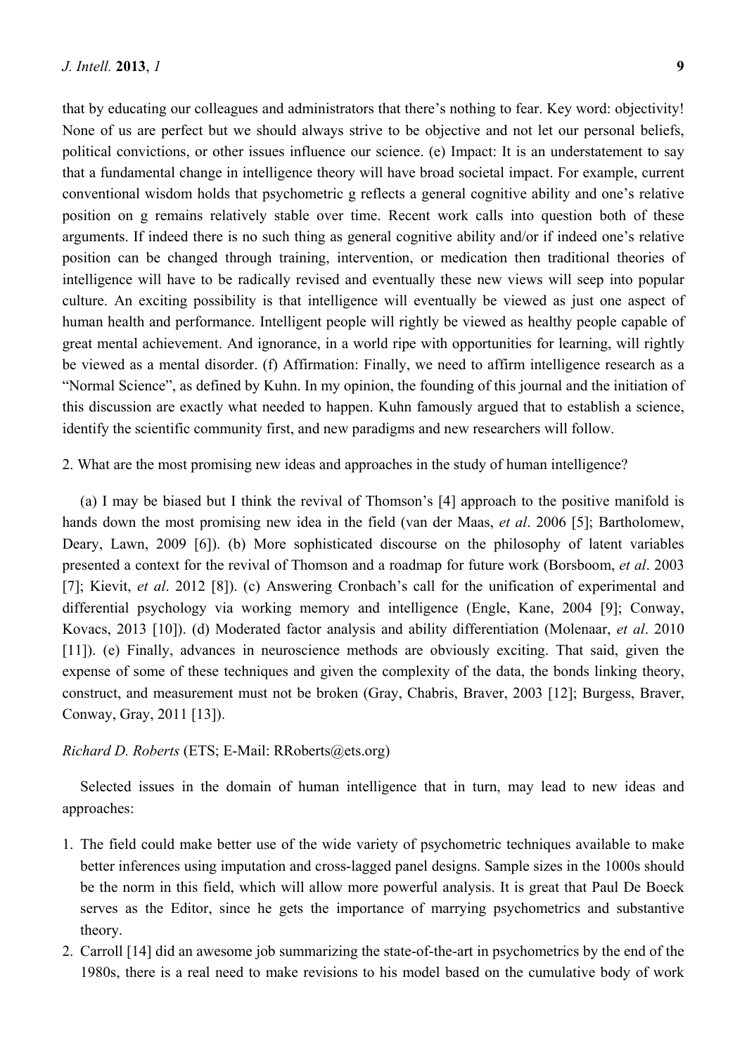that by educating our colleagues and administrators that there's nothing to fear. Key word: objectivity! None of us are perfect but we should always strive to be objective and not let our personal beliefs, political convictions, or other issues influence our science. (e) Impact: It is an understatement to say that a fundamental change in intelligence theory will have broad societal impact. For example, current conventional wisdom holds that psychometric g reflects a general cognitive ability and one's relative position on g remains relatively stable over time. Recent work calls into question both of these arguments. If indeed there is no such thing as general cognitive ability and/or if indeed one's relative position can be changed through training, intervention, or medication then traditional theories of intelligence will have to be radically revised and eventually these new views will seep into popular culture. An exciting possibility is that intelligence will eventually be viewed as just one aspect of human health and performance. Intelligent people will rightly be viewed as healthy people capable of great mental achievement. And ignorance, in a world ripe with opportunities for learning, will rightly be viewed as a mental disorder. (f) Affirmation: Finally, we need to affirm intelligence research as a "Normal Science", as defined by Kuhn. In my opinion, the founding of this journal and the initiation of this discussion are exactly what needed to happen. Kuhn famously argued that to establish a science, identify the scientific community first, and new paradigms and new researchers will follow.

2. What are the most promising new ideas and approaches in the study of human intelligence?

(a) I may be biased but I think the revival of Thomson's [4] approach to the positive manifold is hands down the most promising new idea in the field (van der Maas, *et al*. 2006 [5]; Bartholomew, Deary, Lawn, 2009 [6]). (b) More sophisticated discourse on the philosophy of latent variables presented a context for the revival of Thomson and a roadmap for future work (Borsboom, *et al*. 2003 [7]; Kievit, *et al*. 2012 [8]). (c) Answering Cronbach's call for the unification of experimental and differential psychology via working memory and intelligence (Engle, Kane, 2004 [9]; Conway, Kovacs, 2013 [10]). (d) Moderated factor analysis and ability differentiation (Molenaar, *et al*. 2010 [11]). (e) Finally, advances in neuroscience methods are obviously exciting. That said, given the expense of some of these techniques and given the complexity of the data, the bonds linking theory, construct, and measurement must not be broken (Gray, Chabris, Braver, 2003 [12]; Burgess, Braver, Conway, Gray, 2011 [13]).

*Richard D. Roberts* (ETS; E-Mail: RRoberts@ets.org)

Selected issues in the domain of human intelligence that in turn, may lead to new ideas and approaches:

1. The field could make better use of the wide variety of psychometric techniques available to make better inferences using imputation and cross-lagged panel designs. Sample sizes in the 1000s should be the norm in this field, which will allow more powerful analysis. It is great that Paul De Boeck serves as the Editor, since he gets the importance of marrying psychometrics and substantive theory.
2. Carroll [14] did an awesome job summarizing the state-of-the-art in psychometrics by the end of the 1980s, there is a real need to make revisions to his model based on the cumulative body of work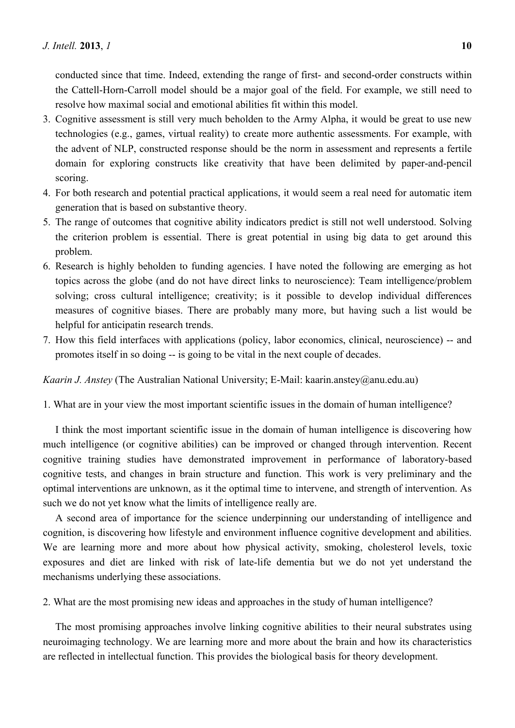conducted since that time. Indeed, extending the range of first- and second-order constructs within the Cattell-Horn-Carroll model should be a major goal of the field. For example, we still need to resolve how maximal social and emotional abilities fit within this model.

3. Cognitive assessment is still very much beholden to the Army Alpha, it would be great to use new technologies (e.g., games, virtual reality) to create more authentic assessments. For example, with the advent of NLP, constructed response should be the norm in assessment and represents a fertile domain for exploring constructs like creativity that have been delimited by paper-and-pencil scoring.
4. For both research and potential practical applications, it would seem a real need for automatic item generation that is based on substantive theory.
5. The range of outcomes that cognitive ability indicators predict is still not well understood. Solving the criterion problem is essential. There is great potential in using big data to get around this problem.
6. Research is highly beholden to funding agencies. I have noted the following are emerging as hot topics across the globe (and do not have direct links to neuroscience): Team intelligence/problem solving; cross cultural intelligence; creativity; is it possible to develop individual differences measures of cognitive biases. There are probably many more, but having such a list would be helpful for anticipatin research trends.
7. How this field interfaces with applications (policy, labor economics, clinical, neuroscience) -- and promotes itself in so doing -- is going to be vital in the next couple of decades.

*Kaarin J. Anstey* (The Australian National University; E-Mail: kaarin.anstey@anu.edu.au)

1. What are in your view the most important scientific issues in the domain of human intelligence?

I think the most important scientific issue in the domain of human intelligence is discovering how much intelligence (or cognitive abilities) can be improved or changed through intervention. Recent cognitive training studies have demonstrated improvement in performance of laboratory-based cognitive tests, and changes in brain structure and function. This work is very preliminary and the optimal interventions are unknown, as it the optimal time to intervene, and strength of intervention. As such we do not yet know what the limits of intelligence really are.

A second area of importance for the science underpinning our understanding of intelligence and cognition, is discovering how lifestyle and environment influence cognitive development and abilities. We are learning more and more about how physical activity, smoking, cholesterol levels, toxic exposures and diet are linked with risk of late-life dementia but we do not yet understand the mechanisms underlying these associations.

2. What are the most promising new ideas and approaches in the study of human intelligence?

The most promising approaches involve linking cognitive abilities to their neural substrates using neuroimaging technology. We are learning more and more about the brain and how its characteristics are reflected in intellectual function. This provides the biological basis for theory development.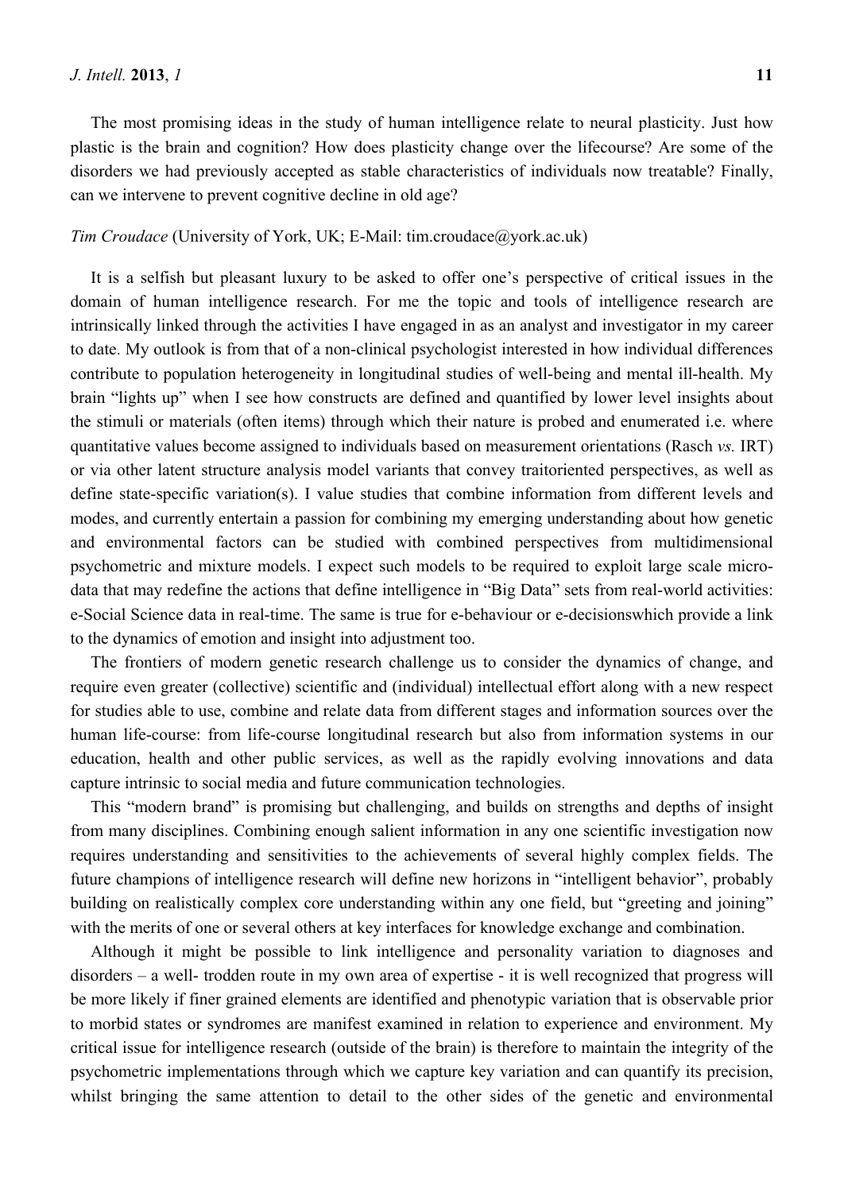The most promising ideas in the study of human intelligence relate to neural plasticity. Just how plastic is the brain and cognition? How does plasticity change over the lifecourse? Are some of the disorders we had previously accepted as stable characteristics of individuals now treatable? Finally, can we intervene to prevent cognitive decline in old age?

*Tim Croudace* (University of York, UK; E-Mail: tim.croudace@york.ac.uk)

It is a selfish but pleasant luxury to be asked to offer one's perspective of critical issues in the domain of human intelligence research. For me the topic and tools of intelligence research are intrinsically linked through the activities I have engaged in as an analyst and investigator in my career to date. My outlook is from that of a non-clinical psychologist interested in how individual differences contribute to population heterogeneity in longitudinal studies of well-being and mental ill-health. My brain "lights up" when I see how constructs are defined and quantified by lower level insights about the stimuli or materials (often items) through which their nature is probed and enumerated i.e. where quantitative values become assigned to individuals based on measurement orientations (Rasch *vs.* IRT) or via other latent structure analysis model variants that convey traitoriented perspectives, as well as define state-specific variation(s). I value studies that combine information from different levels and modes, and currently entertain a passion for combining my emerging understanding about how genetic and environmental factors can be studied with combined perspectives from multidimensional psychometric and mixture models. I expect such models to be required to exploit large scale micro-data that may redefine the actions that define intelligence in "Big Data" sets from real-world activities: e-Social Science data in real-time. The same is true for e-behaviour or e-decisionswhich provide a link to the dynamics of emotion and insight into adjustment too.

The frontiers of modern genetic research challenge us to consider the dynamics of change, and require even greater (collective) scientific and (individual) intellectual effort along with a new respect for studies able to use, combine and relate data from different stages and information sources over the human life-course: from life-course longitudinal research but also from information systems in our education, health and other public services, as well as the rapidly evolving innovations and data capture intrinsic to social media and future communication technologies.

This "modern brand" is promising but challenging, and builds on strengths and depths of insight from many disciplines. Combining enough salient information in any one scientific investigation now requires understanding and sensitivities to the achievements of several highly complex fields. The future champions of intelligence research will define new horizons in "intelligent behavior", probably building on realistically complex core understanding within any one field, but "greeting and joining" with the merits of one or several others at key interfaces for knowledge exchange and combination.

Although it might be possible to link intelligence and personality variation to diagnoses and disorders – a well- trodden route in my own area of expertise - it is well recognized that progress will be more likely if finer grained elements are identified and phenotypic variation that is observable prior to morbid states or syndromes are manifest examined in relation to experience and environment. My critical issue for intelligence research (outside of the brain) is therefore to maintain the integrity of the psychometric implementations through which we capture key variation and can quantify its precision, whilst bringing the same attention to detail to the other sides of the genetic and environmental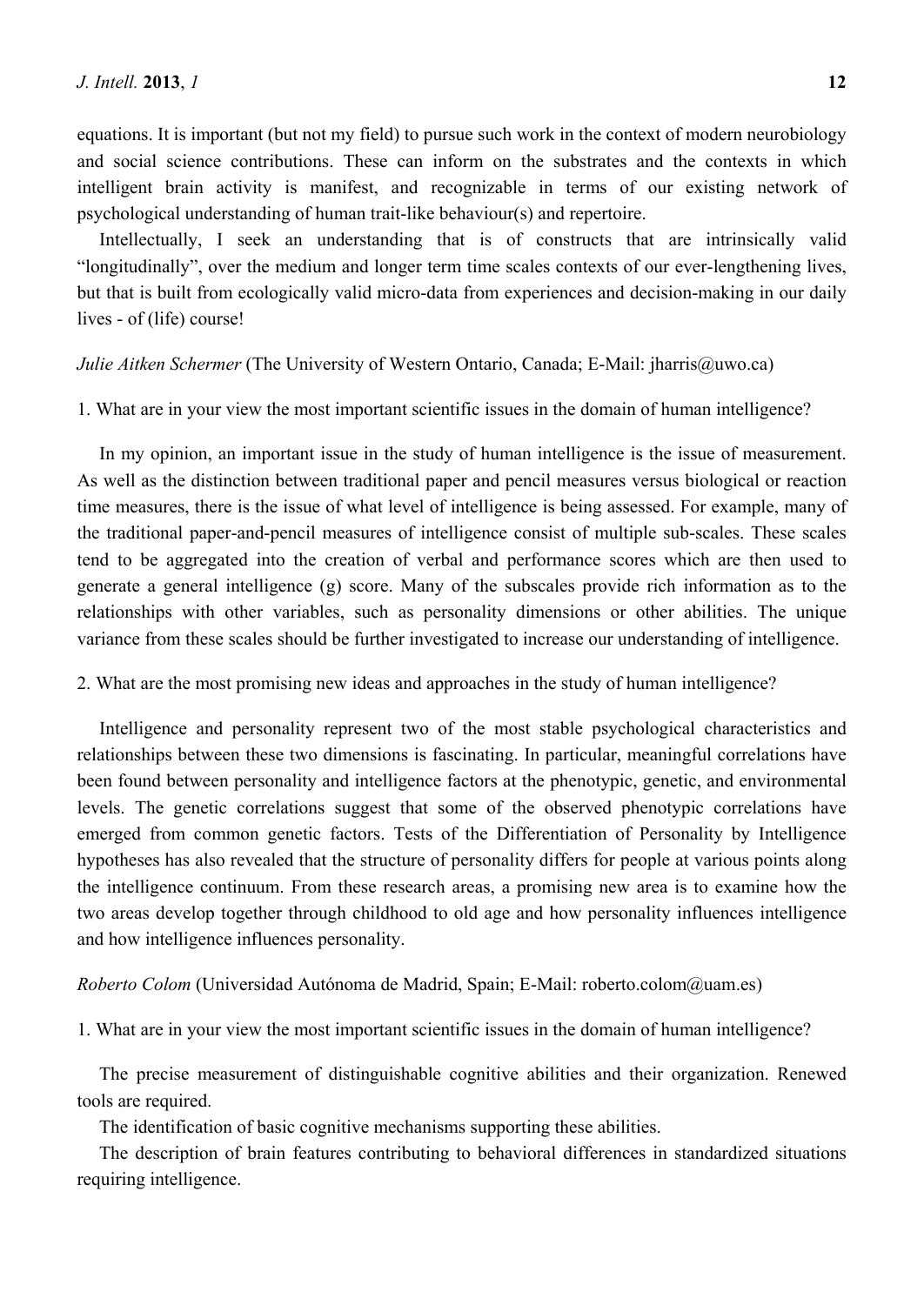equations. It is important (but not my field) to pursue such work in the context of modern neurobiology and social science contributions. These can inform on the substrates and the contexts in which intelligent brain activity is manifest, and recognizable in terms of our existing network of psychological understanding of human trait-like behaviour(s) and repertoire.

Intellectually, I seek an understanding that is of constructs that are intrinsically valid "longitudinally", over the medium and longer term time scales contexts of our ever-lengthening lives, but that is built from ecologically valid micro-data from experiences and decision-making in our daily lives - of (life) course!

*Julie Aitken Schermer* (The University of Western Ontario, Canada; E-Mail: jharris@uwo.ca)

1. What are in your view the most important scientific issues in the domain of human intelligence?

In my opinion, an important issue in the study of human intelligence is the issue of measurement. As well as the distinction between traditional paper and pencil measures versus biological or reaction time measures, there is the issue of what level of intelligence is being assessed. For example, many of the traditional paper-and-pencil measures of intelligence consist of multiple sub-scales. These scales tend to be aggregated into the creation of verbal and performance scores which are then used to generate a general intelligence (g) score. Many of the subscales provide rich information as to the relationships with other variables, such as personality dimensions or other abilities. The unique variance from these scales should be further investigated to increase our understanding of intelligence.

2. What are the most promising new ideas and approaches in the study of human intelligence?

Intelligence and personality represent two of the most stable psychological characteristics and relationships between these two dimensions is fascinating. In particular, meaningful correlations have been found between personality and intelligence factors at the phenotypic, genetic, and environmental levels. The genetic correlations suggest that some of the observed phenotypic correlations have emerged from common genetic factors. Tests of the Differentiation of Personality by Intelligence hypotheses has also revealed that the structure of personality differs for people at various points along the intelligence continuum. From these research areas, a promising new area is to examine how the two areas develop together through childhood to old age and how personality influences intelligence and how intelligence influences personality.

*Roberto Colom* (Universidad Autónoma de Madrid, Spain; E-Mail: roberto.colom@uam.es)

1. What are in your view the most important scientific issues in the domain of human intelligence?

The precise measurement of distinguishable cognitive abilities and their organization. Renewed tools are required.

The identification of basic cognitive mechanisms supporting these abilities.

The description of brain features contributing to behavioral differences in standardized situations requiring intelligence.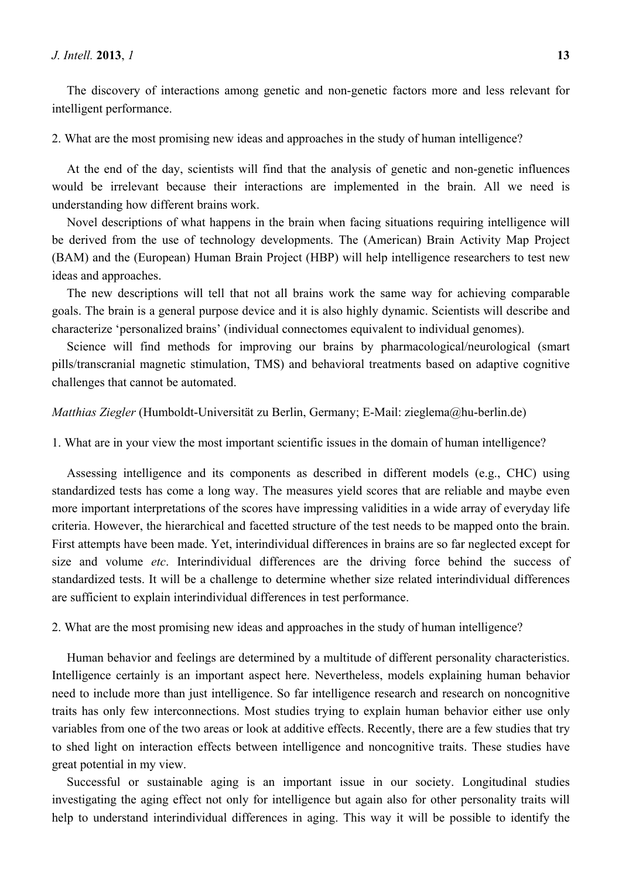The discovery of interactions among genetic and non-genetic factors more and less relevant for intelligent performance.

2. What are the most promising new ideas and approaches in the study of human intelligence?

At the end of the day, scientists will find that the analysis of genetic and non-genetic influences would be irrelevant because their interactions are implemented in the brain. All we need is understanding how different brains work.

Novel descriptions of what happens in the brain when facing situations requiring intelligence will be derived from the use of technology developments. The (American) Brain Activity Map Project (BAM) and the (European) Human Brain Project (HBP) will help intelligence researchers to test new ideas and approaches.

The new descriptions will tell that not all brains work the same way for achieving comparable goals. The brain is a general purpose device and it is also highly dynamic. Scientists will describe and characterize 'personalized brains' (individual connectomes equivalent to individual genomes).

Science will find methods for improving our brains by pharmacological/neurological (smart pills/transcranial magnetic stimulation, TMS) and behavioral treatments based on adaptive cognitive challenges that cannot be automated.

*Matthias Ziegler* (Humboldt-Universität zu Berlin, Germany; E-Mail: zieglema@hu-berlin.de)

1. What are in your view the most important scientific issues in the domain of human intelligence?

Assessing intelligence and its components as described in different models (e.g., CHC) using standardized tests has come a long way. The measures yield scores that are reliable and maybe even more important interpretations of the scores have impressing validities in a wide array of everyday life criteria. However, the hierarchical and facetted structure of the test needs to be mapped onto the brain. First attempts have been made. Yet, interindividual differences in brains are so far neglected except for size and volume *etc*. Interindividual differences are the driving force behind the success of standardized tests. It will be a challenge to determine whether size related interindividual differences are sufficient to explain interindividual differences in test performance.

2. What are the most promising new ideas and approaches in the study of human intelligence?

Human behavior and feelings are determined by a multitude of different personality characteristics. Intelligence certainly is an important aspect here. Nevertheless, models explaining human behavior need to include more than just intelligence. So far intelligence research and research on noncognitive traits has only few interconnections. Most studies trying to explain human behavior either use only variables from one of the two areas or look at additive effects. Recently, there are a few studies that try to shed light on interaction effects between intelligence and noncognitive traits. These studies have great potential in my view.

Successful or sustainable aging is an important issue in our society. Longitudinal studies investigating the aging effect not only for intelligence but again also for other personality traits will help to understand interindividual differences in aging. This way it will be possible to identify the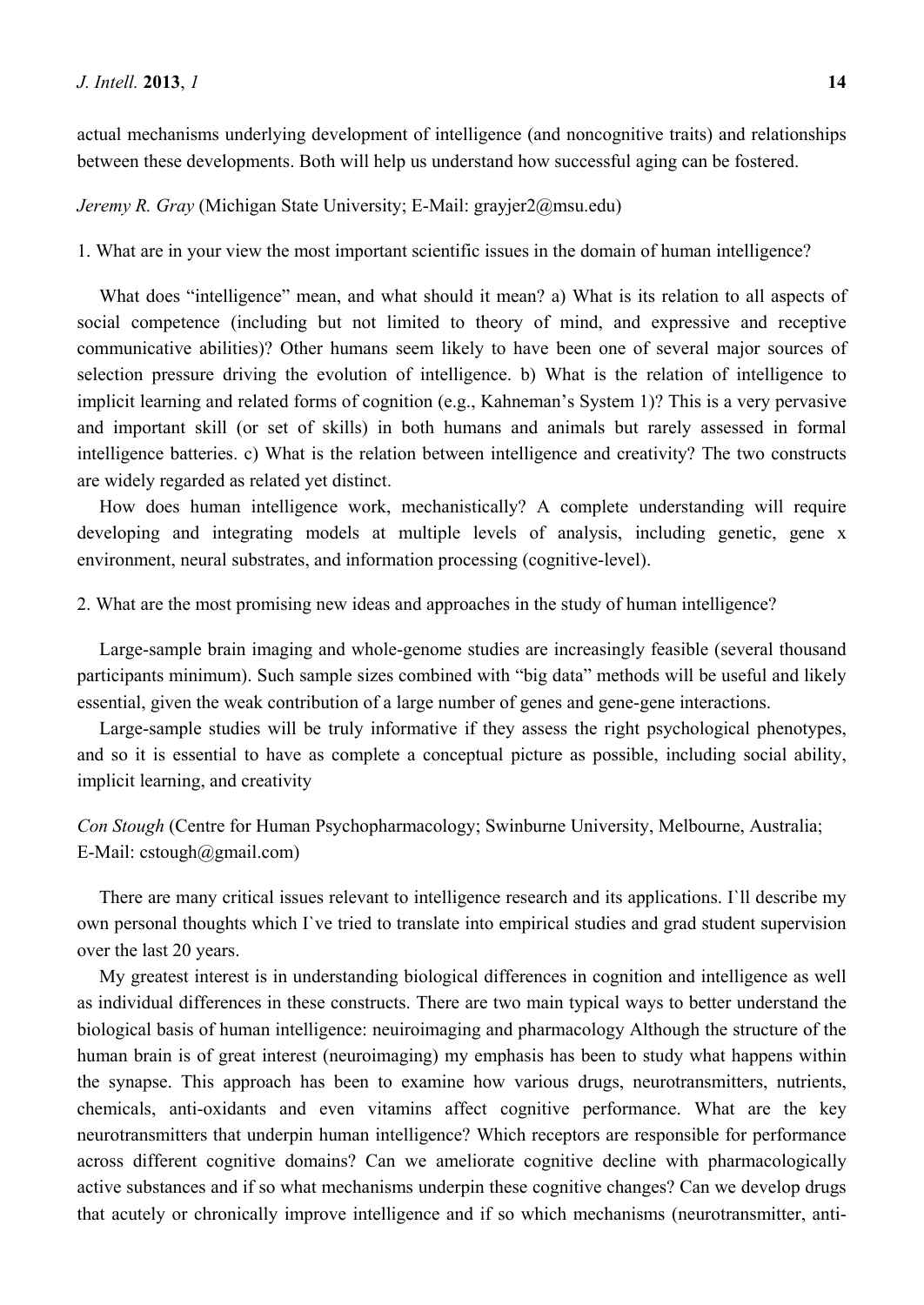actual mechanisms underlying development of intelligence (and noncognitive traits) and relationships between these developments. Both will help us understand how successful aging can be fostered.

*Jeremy R. Gray* (Michigan State University; E-Mail: grayjer2@msu.edu)

1. What are in your view the most important scientific issues in the domain of human intelligence?

What does "intelligence" mean, and what should it mean? a) What is its relation to all aspects of social competence (including but not limited to theory of mind, and expressive and receptive communicative abilities)? Other humans seem likely to have been one of several major sources of selection pressure driving the evolution of intelligence. b) What is the relation of intelligence to implicit learning and related forms of cognition (e.g., Kahneman's System 1)? This is a very pervasive and important skill (or set of skills) in both humans and animals but rarely assessed in formal intelligence batteries. c) What is the relation between intelligence and creativity? The two constructs are widely regarded as related yet distinct.

How does human intelligence work, mechanistically? A complete understanding will require developing and integrating models at multiple levels of analysis, including genetic, gene x environment, neural substrates, and information processing (cognitive-level).

2. What are the most promising new ideas and approaches in the study of human intelligence?

Large-sample brain imaging and whole-genome studies are increasingly feasible (several thousand participants minimum). Such sample sizes combined with "big data" methods will be useful and likely essential, given the weak contribution of a large number of genes and gene-gene interactions.

Large-sample studies will be truly informative if they assess the right psychological phenotypes, and so it is essential to have as complete a conceptual picture as possible, including social ability, implicit learning, and creativity

*Con Stough* (Centre for Human Psychopharmacology; Swinburne University, Melbourne, Australia; E-Mail: cstough@gmail.com)

There are many critical issues relevant to intelligence research and its applications. I`ll describe my own personal thoughts which I`ve tried to translate into empirical studies and grad student supervision over the last 20 years.

My greatest interest is in understanding biological differences in cognition and intelligence as well as individual differences in these constructs. There are two main typical ways to better understand the biological basis of human intelligence: neuiroimaging and pharmacology Although the structure of the human brain is of great interest (neuroimaging) my emphasis has been to study what happens within the synapse. This approach has been to examine how various drugs, neurotransmitters, nutrients, chemicals, anti-oxidants and even vitamins affect cognitive performance. What are the key neurotransmitters that underpin human intelligence? Which receptors are responsible for performance across different cognitive domains? Can we ameliorate cognitive decline with pharmacologically active substances and if so what mechanisms underpin these cognitive changes? Can we develop drugs that acutely or chronically improve intelligence and if so which mechanisms (neurotransmitter, anti-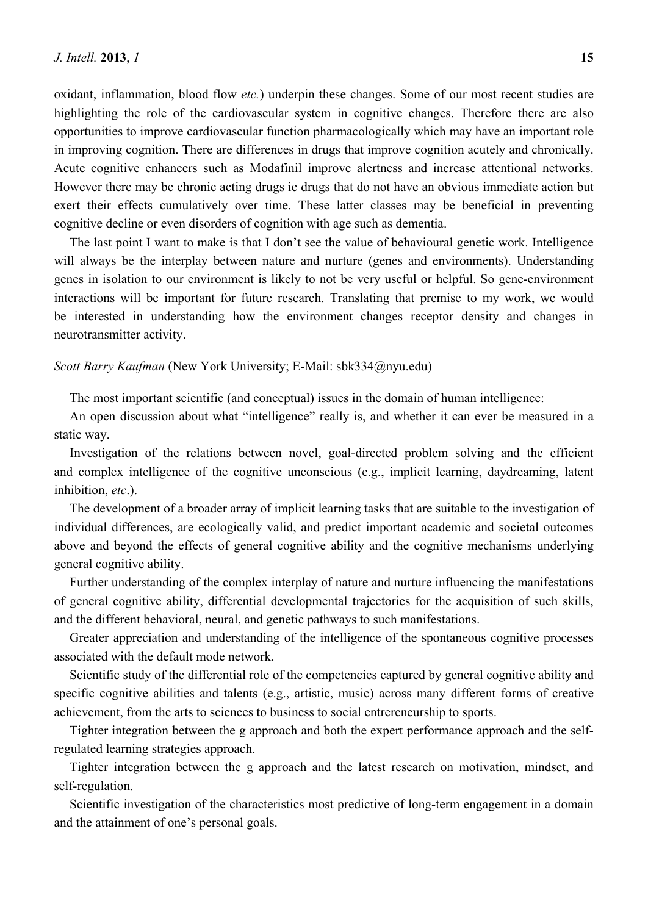oxidant, inflammation, blood flow *etc.*) underpin these changes. Some of our most recent studies are highlighting the role of the cardiovascular system in cognitive changes. Therefore there are also opportunities to improve cardiovascular function pharmacologically which may have an important role in improving cognition. There are differences in drugs that improve cognition acutely and chronically. Acute cognitive enhancers such as Modafinil improve alertness and increase attentional networks. However there may be chronic acting drugs ie drugs that do not have an obvious immediate action but exert their effects cumulatively over time. These latter classes may be beneficial in preventing cognitive decline or even disorders of cognition with age such as dementia.

The last point I want to make is that I don't see the value of behavioural genetic work. Intelligence will always be the interplay between nature and nurture (genes and environments). Understanding genes in isolation to our environment is likely to not be very useful or helpful. So gene-environment interactions will be important for future research. Translating that premise to my work, we would be interested in understanding how the environment changes receptor density and changes in neurotransmitter activity.

*Scott Barry Kaufman* (New York University; E-Mail: sbk334@nyu.edu)

The most important scientific (and conceptual) issues in the domain of human intelligence:

An open discussion about what "intelligence" really is, and whether it can ever be measured in a static way.

Investigation of the relations between novel, goal-directed problem solving and the efficient and complex intelligence of the cognitive unconscious (e.g., implicit learning, daydreaming, latent inhibition, *etc*.).

The development of a broader array of implicit learning tasks that are suitable to the investigation of individual differences, are ecologically valid, and predict important academic and societal outcomes above and beyond the effects of general cognitive ability and the cognitive mechanisms underlying general cognitive ability.

Further understanding of the complex interplay of nature and nurture influencing the manifestations of general cognitive ability, differential developmental trajectories for the acquisition of such skills, and the different behavioral, neural, and genetic pathways to such manifestations.

Greater appreciation and understanding of the intelligence of the spontaneous cognitive processes associated with the default mode network.

Scientific study of the differential role of the competencies captured by general cognitive ability and specific cognitive abilities and talents (e.g., artistic, music) across many different forms of creative achievement, from the arts to sciences to business to social entrereneurship to sports.

Tighter integration between the g approach and both the expert performance approach and the self-regulated learning strategies approach.

Tighter integration between the g approach and the latest research on motivation, mindset, and self-regulation.

Scientific investigation of the characteristics most predictive of long-term engagement in a domain and the attainment of one's personal goals.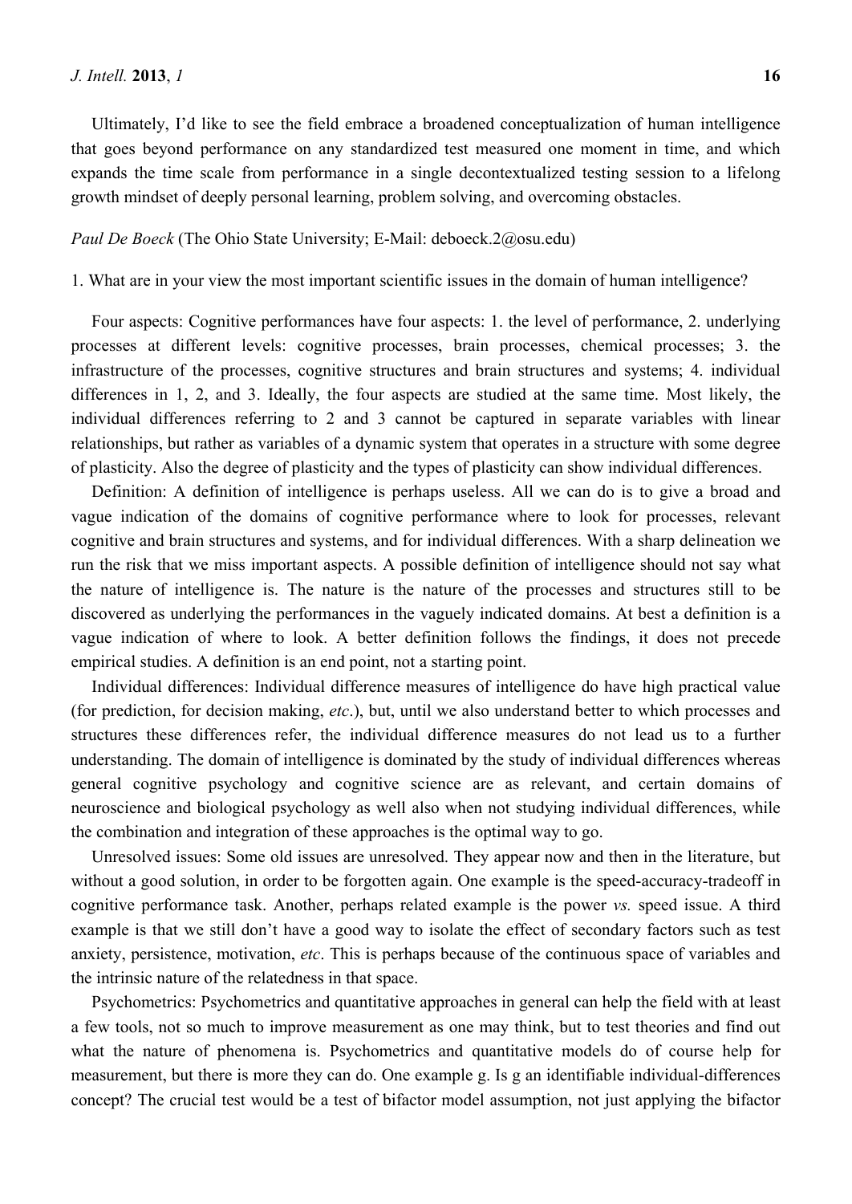Ultimately, I'd like to see the field embrace a broadened conceptualization of human intelligence that goes beyond performance on any standardized test measured one moment in time, and which expands the time scale from performance in a single decontextualized testing session to a lifelong growth mindset of deeply personal learning, problem solving, and overcoming obstacles.

*Paul De Boeck* (The Ohio State University; E-Mail: deboeck.2@osu.edu)

1. What are in your view the most important scientific issues in the domain of human intelligence?

Four aspects: Cognitive performances have four aspects: 1. the level of performance, 2. underlying processes at different levels: cognitive processes, brain processes, chemical processes; 3. the infrastructure of the processes, cognitive structures and brain structures and systems; 4. individual differences in 1, 2, and 3. Ideally, the four aspects are studied at the same time. Most likely, the individual differences referring to 2 and 3 cannot be captured in separate variables with linear relationships, but rather as variables of a dynamic system that operates in a structure with some degree of plasticity. Also the degree of plasticity and the types of plasticity can show individual differences.

Definition: A definition of intelligence is perhaps useless. All we can do is to give a broad and vague indication of the domains of cognitive performance where to look for processes, relevant cognitive and brain structures and systems, and for individual differences. With a sharp delineation we run the risk that we miss important aspects. A possible definition of intelligence should not say what the nature of intelligence is. The nature is the nature of the processes and structures still to be discovered as underlying the performances in the vaguely indicated domains. At best a definition is a vague indication of where to look. A better definition follows the findings, it does not precede empirical studies. A definition is an end point, not a starting point.

Individual differences: Individual difference measures of intelligence do have high practical value (for prediction, for decision making, *etc*.), but, until we also understand better to which processes and structures these differences refer, the individual difference measures do not lead us to a further understanding. The domain of intelligence is dominated by the study of individual differences whereas general cognitive psychology and cognitive science are as relevant, and certain domains of neuroscience and biological psychology as well also when not studying individual differences, while the combination and integration of these approaches is the optimal way to go.

Unresolved issues: Some old issues are unresolved. They appear now and then in the literature, but without a good solution, in order to be forgotten again. One example is the speed-accuracy-tradeoff in cognitive performance task. Another, perhaps related example is the power *vs.* speed issue. A third example is that we still don't have a good way to isolate the effect of secondary factors such as test anxiety, persistence, motivation, *etc*. This is perhaps because of the continuous space of variables and the intrinsic nature of the relatedness in that space.

Psychometrics: Psychometrics and quantitative approaches in general can help the field with at least a few tools, not so much to improve measurement as one may think, but to test theories and find out what the nature of phenomena is. Psychometrics and quantitative models do of course help for measurement, but there is more they can do. One example g. Is g an identifiable individual-differences concept? The crucial test would be a test of bifactor model assumption, not just applying the bifactor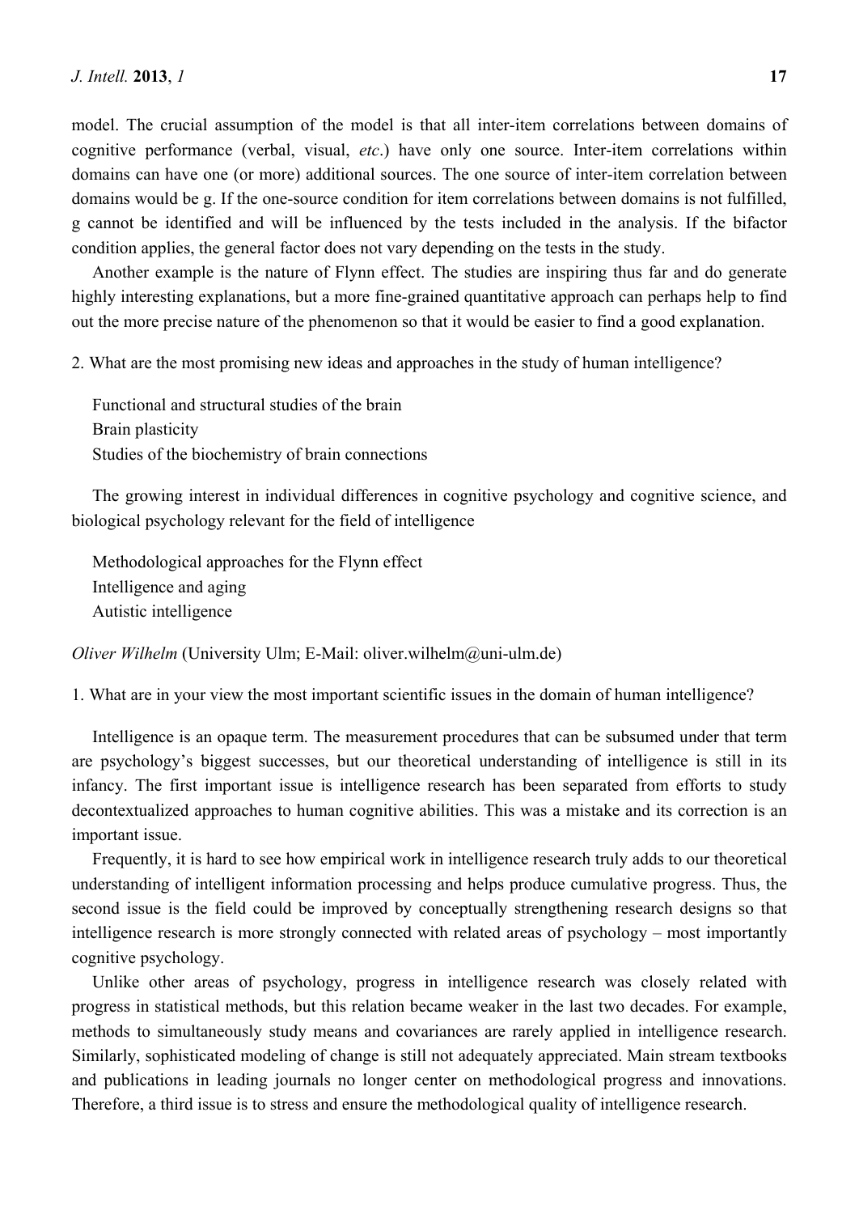model. The crucial assumption of the model is that all inter-item correlations between domains of cognitive performance (verbal, visual, *etc*.) have only one source. Inter-item correlations within domains can have one (or more) additional sources. The one source of inter-item correlation between domains would be g. If the one-source condition for item correlations between domains is not fulfilled, g cannot be identified and will be influenced by the tests included in the analysis. If the bifactor condition applies, the general factor does not vary depending on the tests in the study.

Another example is the nature of Flynn effect. The studies are inspiring thus far and do generate highly interesting explanations, but a more fine-grained quantitative approach can perhaps help to find out the more precise nature of the phenomenon so that it would be easier to find a good explanation.

2. What are the most promising new ideas and approaches in the study of human intelligence?

Functional and structural studies of the brain
Brain plasticity
Studies of the biochemistry of brain connections

The growing interest in individual differences in cognitive psychology and cognitive science, and biological psychology relevant for the field of intelligence

Methodological approaches for the Flynn effect
Intelligence and aging
Autistic intelligence

*Oliver Wilhelm* (University Ulm; E-Mail: oliver.wilhelm@uni-ulm.de)

1. What are in your view the most important scientific issues in the domain of human intelligence?

Intelligence is an opaque term. The measurement procedures that can be subsumed under that term are psychology's biggest successes, but our theoretical understanding of intelligence is still in its infancy. The first important issue is intelligence research has been separated from efforts to study decontextualized approaches to human cognitive abilities. This was a mistake and its correction is an important issue.

Frequently, it is hard to see how empirical work in intelligence research truly adds to our theoretical understanding of intelligent information processing and helps produce cumulative progress. Thus, the second issue is the field could be improved by conceptually strengthening research designs so that intelligence research is more strongly connected with related areas of psychology – most importantly cognitive psychology.

Unlike other areas of psychology, progress in intelligence research was closely related with progress in statistical methods, but this relation became weaker in the last two decades. For example, methods to simultaneously study means and covariances are rarely applied in intelligence research. Similarly, sophisticated modeling of change is still not adequately appreciated. Main stream textbooks and publications in leading journals no longer center on methodological progress and innovations. Therefore, a third issue is to stress and ensure the methodological quality of intelligence research.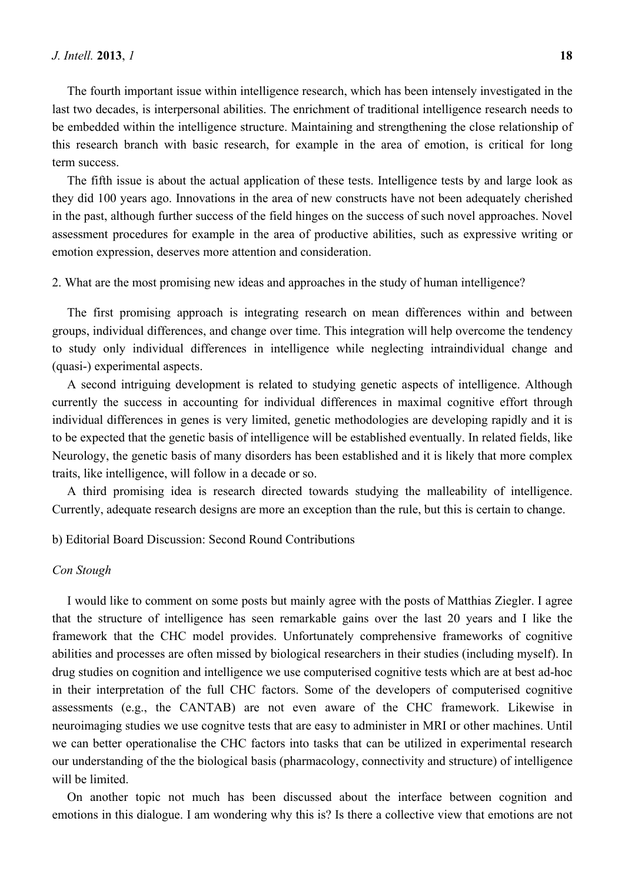The fourth important issue within intelligence research, which has been intensely investigated in the last two decades, is interpersonal abilities. The enrichment of traditional intelligence research needs to be embedded within the intelligence structure. Maintaining and strengthening the close relationship of this research branch with basic research, for example in the area of emotion, is critical for long term success.

The fifth issue is about the actual application of these tests. Intelligence tests by and large look as they did 100 years ago. Innovations in the area of new constructs have not been adequately cherished in the past, although further success of the field hinges on the success of such novel approaches. Novel assessment procedures for example in the area of productive abilities, such as expressive writing or emotion expression, deserves more attention and consideration.

2. What are the most promising new ideas and approaches in the study of human intelligence?

The first promising approach is integrating research on mean differences within and between groups, individual differences, and change over time. This integration will help overcome the tendency to study only individual differences in intelligence while neglecting intraindividual change and (quasi-) experimental aspects.

A second intriguing development is related to studying genetic aspects of intelligence. Although currently the success in accounting for individual differences in maximal cognitive effort through individual differences in genes is very limited, genetic methodologies are developing rapidly and it is to be expected that the genetic basis of intelligence will be established eventually. In related fields, like Neurology, the genetic basis of many disorders has been established and it is likely that more complex traits, like intelligence, will follow in a decade or so.

A third promising idea is research directed towards studying the malleability of intelligence. Currently, adequate research designs are more an exception than the rule, but this is certain to change.

b) Editorial Board Discussion: Second Round Contributions

*Con Stough*

I would like to comment on some posts but mainly agree with the posts of Matthias Ziegler. I agree that the structure of intelligence has seen remarkable gains over the last 20 years and I like the framework that the CHC model provides. Unfortunately comprehensive frameworks of cognitive abilities and processes are often missed by biological researchers in their studies (including myself). In drug studies on cognition and intelligence we use computerised cognitive tests which are at best ad-hoc in their interpretation of the full CHC factors. Some of the developers of computerised cognitive assessments (e.g., the CANTAB) are not even aware of the CHC framework. Likewise in neuroimaging studies we use cognitve tests that are easy to administer in MRI or other machines. Until we can better operationalise the CHC factors into tasks that can be utilized in experimental research our understanding of the the biological basis (pharmacology, connectivity and structure) of intelligence will be limited.

On another topic not much has been discussed about the interface between cognition and emotions in this dialogue. I am wondering why this is? Is there a collective view that emotions are not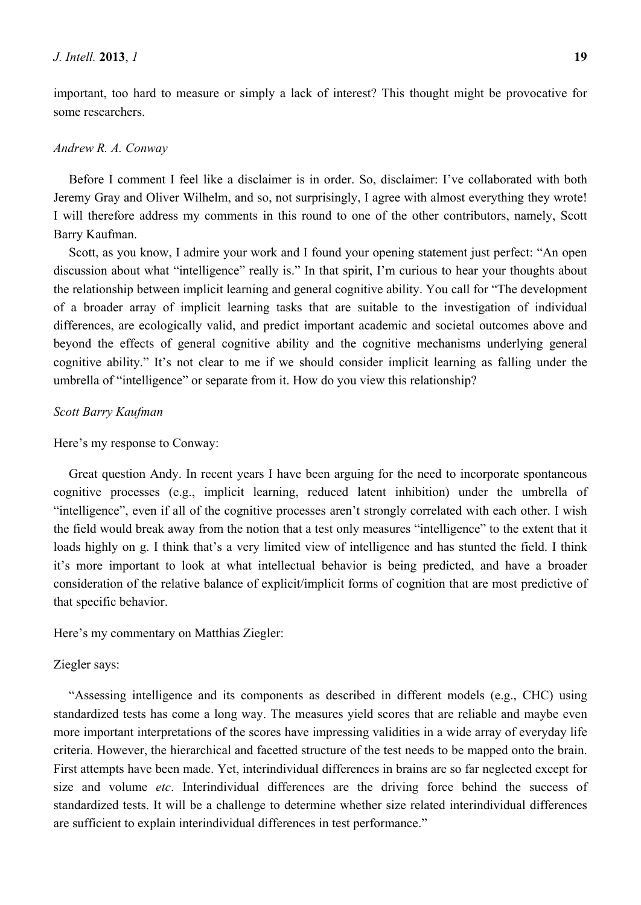important, too hard to measure or simply a lack of interest? This thought might be provocative for some researchers.

*Andrew R. A. Conway*

Before I comment I feel like a disclaimer is in order. So, disclaimer: I've collaborated with both Jeremy Gray and Oliver Wilhelm, and so, not surprisingly, I agree with almost everything they wrote! I will therefore address my comments in this round to one of the other contributors, namely, Scott Barry Kaufman.

Scott, as you know, I admire your work and I found your opening statement just perfect: "An open discussion about what "intelligence" really is." In that spirit, I'm curious to hear your thoughts about the relationship between implicit learning and general cognitive ability. You call for "The development of a broader array of implicit learning tasks that are suitable to the investigation of individual differences, are ecologically valid, and predict important academic and societal outcomes above and beyond the effects of general cognitive ability and the cognitive mechanisms underlying general cognitive ability." It's not clear to me if we should consider implicit learning as falling under the umbrella of "intelligence" or separate from it. How do you view this relationship?

*Scott Barry Kaufman*

Here's my response to Conway:

Great question Andy. In recent years I have been arguing for the need to incorporate spontaneous cognitive processes (e.g., implicit learning, reduced latent inhibition) under the umbrella of "intelligence", even if all of the cognitive processes aren't strongly correlated with each other. I wish the field would break away from the notion that a test only measures "intelligence" to the extent that it loads highly on g. I think that's a very limited view of intelligence and has stunted the field. I think it's more important to look at what intellectual behavior is being predicted, and have a broader consideration of the relative balance of explicit/implicit forms of cognition that are most predictive of that specific behavior.

Here's my commentary on Matthias Ziegler:

Ziegler says:

"Assessing intelligence and its components as described in different models (e.g., CHC) using standardized tests has come a long way. The measures yield scores that are reliable and maybe even more important interpretations of the scores have impressing validities in a wide array of everyday life criteria. However, the hierarchical and facetted structure of the test needs to be mapped onto the brain. First attempts have been made. Yet, interindividual differences in brains are so far neglected except for size and volume *etc*. Interindividual differences are the driving force behind the success of standardized tests. It will be a challenge to determine whether size related interindividual differences are sufficient to explain interindividual differences in test performance."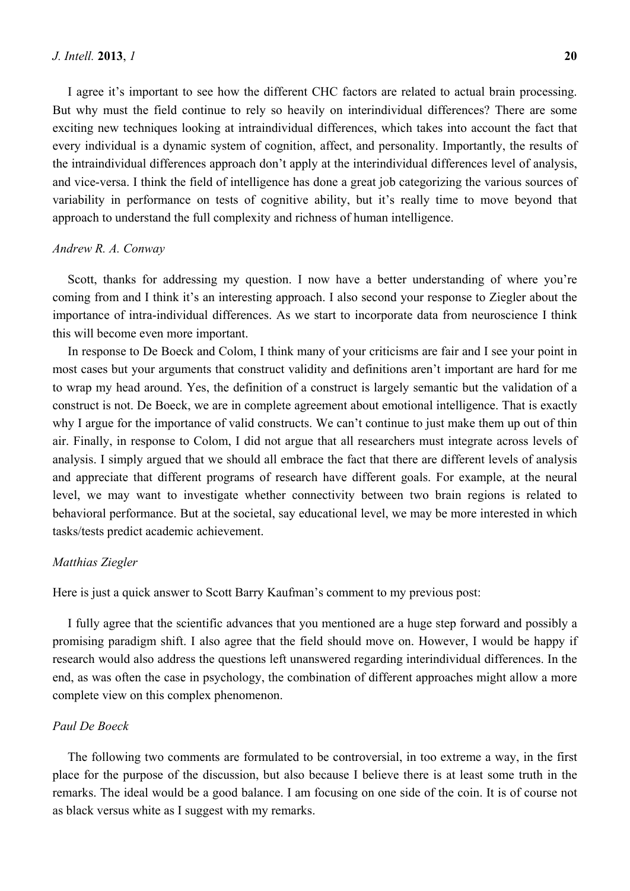I agree it's important to see how the different CHC factors are related to actual brain processing. But why must the field continue to rely so heavily on interindividual differences? There are some exciting new techniques looking at intraindividual differences, which takes into account the fact that every individual is a dynamic system of cognition, affect, and personality. Importantly, the results of the intraindividual differences approach don't apply at the interindividual differences level of analysis, and vice-versa. I think the field of intelligence has done a great job categorizing the various sources of variability in performance on tests of cognitive ability, but it's really time to move beyond that approach to understand the full complexity and richness of human intelligence.

*Andrew R. A. Conway*

Scott, thanks for addressing my question. I now have a better understanding of where you're coming from and I think it's an interesting approach. I also second your response to Ziegler about the importance of intra-individual differences. As we start to incorporate data from neuroscience I think this will become even more important.

In response to De Boeck and Colom, I think many of your criticisms are fair and I see your point in most cases but your arguments that construct validity and definitions aren't important are hard for me to wrap my head around. Yes, the definition of a construct is largely semantic but the validation of a construct is not. De Boeck, we are in complete agreement about emotional intelligence. That is exactly why I argue for the importance of valid constructs. We can't continue to just make them up out of thin air. Finally, in response to Colom, I did not argue that all researchers must integrate across levels of analysis. I simply argued that we should all embrace the fact that there are different levels of analysis and appreciate that different programs of research have different goals. For example, at the neural level, we may want to investigate whether connectivity between two brain regions is related to behavioral performance. But at the societal, say educational level, we may be more interested in which tasks/tests predict academic achievement.

*Matthias Ziegler*

Here is just a quick answer to Scott Barry Kaufman's comment to my previous post:

I fully agree that the scientific advances that you mentioned are a huge step forward and possibly a promising paradigm shift. I also agree that the field should move on. However, I would be happy if research would also address the questions left unanswered regarding interindividual differences. In the end, as was often the case in psychology, the combination of different approaches might allow a more complete view on this complex phenomenon.

*Paul De Boeck*

The following two comments are formulated to be controversial, in too extreme a way, in the first place for the purpose of the discussion, but also because I believe there is at least some truth in the remarks. The ideal would be a good balance. I am focusing on one side of the coin. It is of course not as black versus white as I suggest with my remarks.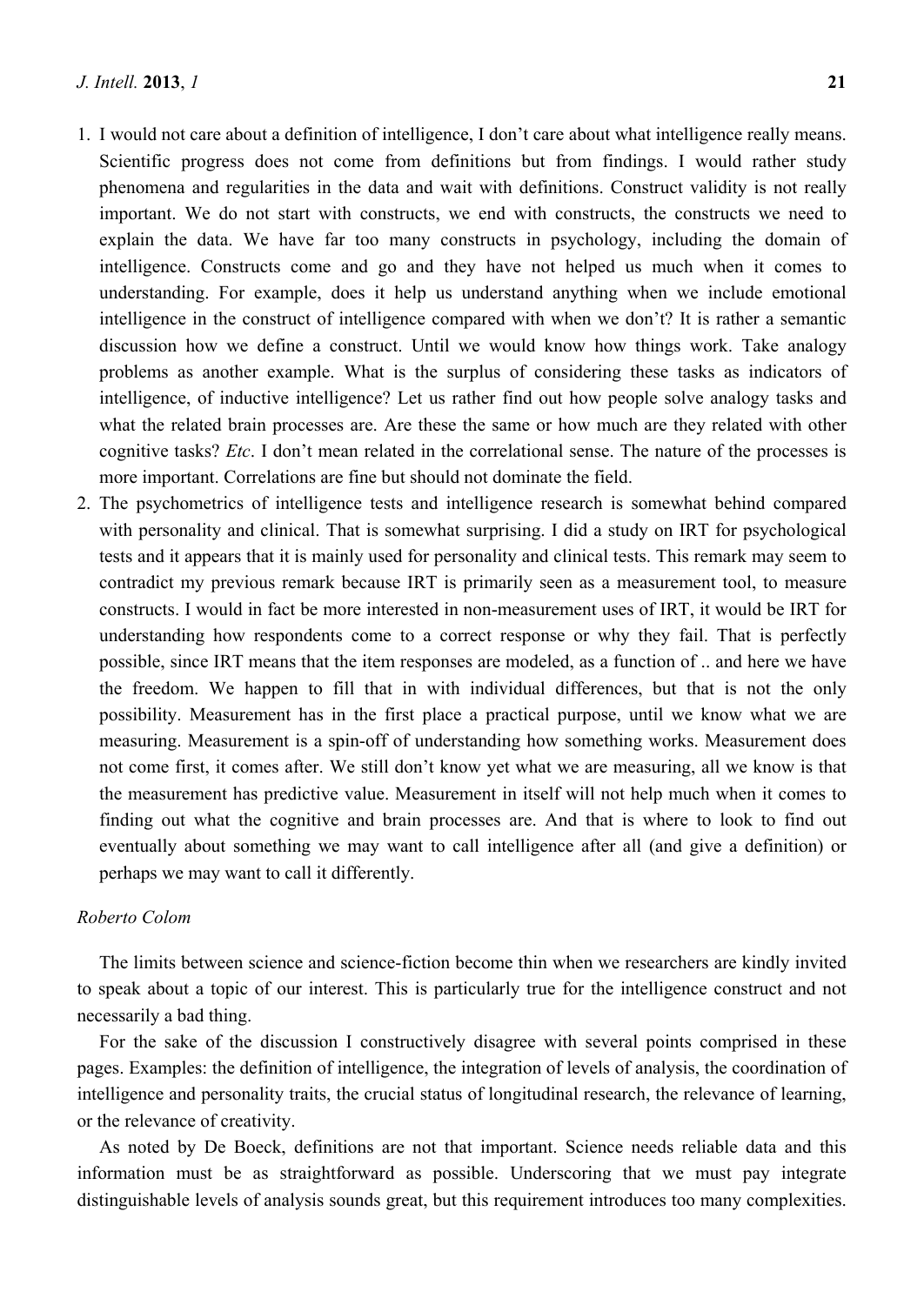1. I would not care about a definition of intelligence, I don't care about what intelligence really means. Scientific progress does not come from definitions but from findings. I would rather study phenomena and regularities in the data and wait with definitions. Construct validity is not really important. We do not start with constructs, we end with constructs, the constructs we need to explain the data. We have far too many constructs in psychology, including the domain of intelligence. Constructs come and go and they have not helped us much when it comes to understanding. For example, does it help us understand anything when we include emotional intelligence in the construct of intelligence compared with when we don't? It is rather a semantic discussion how we define a construct. Until we would know how things work. Take analogy problems as another example. What is the surplus of considering these tasks as indicators of intelligence, of inductive intelligence? Let us rather find out how people solve analogy tasks and what the related brain processes are. Are these the same or how much are they related with other cognitive tasks? *Etc*. I don't mean related in the correlational sense. The nature of the processes is more important. Correlations are fine but should not dominate the field.
2. The psychometrics of intelligence tests and intelligence research is somewhat behind compared with personality and clinical. That is somewhat surprising. I did a study on IRT for psychological tests and it appears that it is mainly used for personality and clinical tests. This remark may seem to contradict my previous remark because IRT is primarily seen as a measurement tool, to measure constructs. I would in fact be more interested in non-measurement uses of IRT, it would be IRT for understanding how respondents come to a correct response or why they fail. That is perfectly possible, since IRT means that the item responses are modeled, as a function of .. and here we have the freedom. We happen to fill that in with individual differences, but that is not the only possibility. Measurement has in the first place a practical purpose, until we know what we are measuring. Measurement is a spin-off of understanding how something works. Measurement does not come first, it comes after. We still don't know yet what we are measuring, all we know is that the measurement has predictive value. Measurement in itself will not help much when it comes to finding out what the cognitive and brain processes are. And that is where to look to find out eventually about something we may want to call intelligence after all (and give a definition) or perhaps we may want to call it differently.

*Roberto Colom*

The limits between science and science-fiction become thin when we researchers are kindly invited to speak about a topic of our interest. This is particularly true for the intelligence construct and not necessarily a bad thing.

For the sake of the discussion I constructively disagree with several points comprised in these pages. Examples: the definition of intelligence, the integration of levels of analysis, the coordination of intelligence and personality traits, the crucial status of longitudinal research, the relevance of learning, or the relevance of creativity.

As noted by De Boeck, definitions are not that important. Science needs reliable data and this information must be as straightforward as possible. Underscoring that we must pay integrate distinguishable levels of analysis sounds great, but this requirement introduces too many complexities.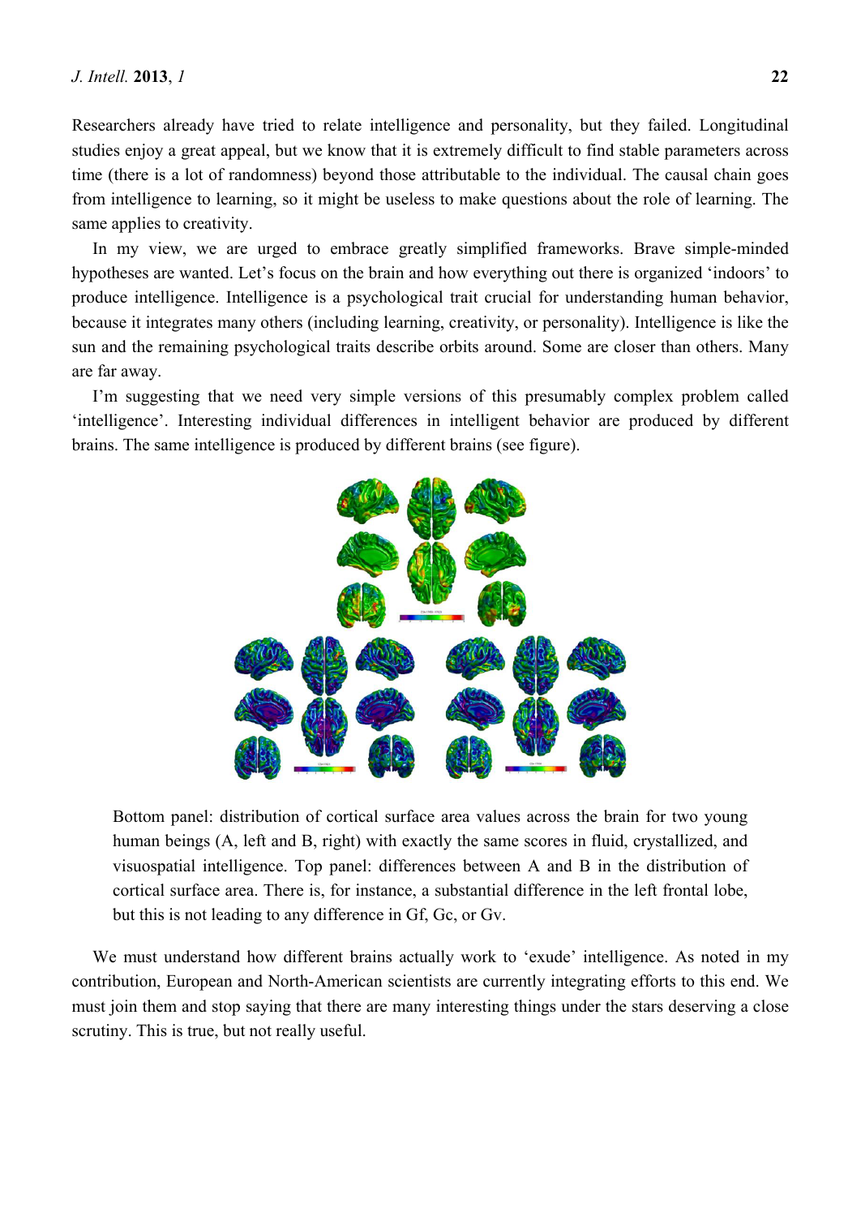Researchers already have tried to relate intelligence and personality, but they failed. Longitudinal studies enjoy a great appeal, but we know that it is extremely difficult to find stable parameters across time (there is a lot of randomness) beyond those attributable to the individual. The causal chain goes from intelligence to learning, so it might be useless to make questions about the role of learning. The same applies to creativity.

In my view, we are urged to embrace greatly simplified frameworks. Brave simple-minded hypotheses are wanted. Let's focus on the brain and how everything out there is organized 'indoors' to produce intelligence. Intelligence is a psychological trait crucial for understanding human behavior, because it integrates many others (including learning, creativity, or personality). Intelligence is like the sun and the remaining psychological traits describe orbits around. Some are closer than others. Many are far away.

I'm suggesting that we need very simple versions of this presumably complex problem called 'intelligence'. Interesting individual differences in intelligent behavior are produced by different brains. The same intelligence is produced by different brains (see figure).

Bottom panel: distribution of cortical surface area values across the brain for two young human beings (A, left and B, right) with exactly the same scores in fluid, crystallized, and visuospatial intelligence. Top panel: differences between A and B in the distribution of cortical surface area. There is, for instance, a substantial difference in the left frontal lobe, but this is not leading to any difference in Gf, Gc, or Gv.

We must understand how different brains actually work to 'exude' intelligence. As noted in my contribution, European and North-American scientists are currently integrating efforts to this end. We must join them and stop saying that there are many interesting things under the stars deserving a close scrutiny. This is true, but not really useful.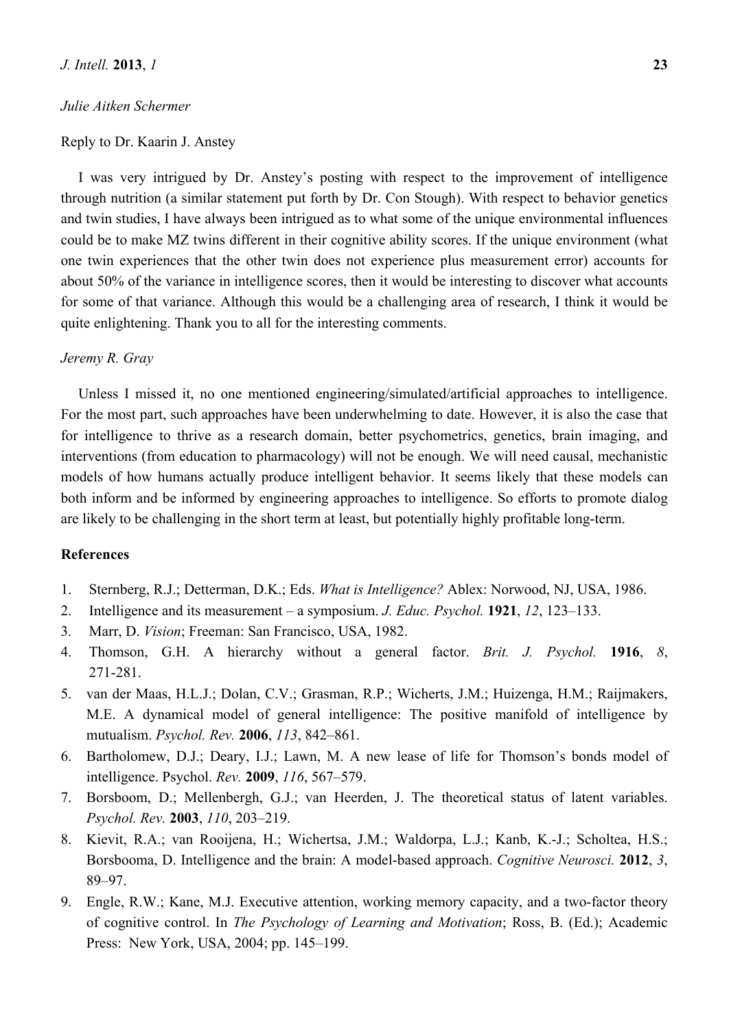*Julie Aitken Schermer*

Reply to Dr. Kaarin J. Anstey

I was very intrigued by Dr. Anstey's posting with respect to the improvement of intelligence through nutrition (a similar statement put forth by Dr. Con Stough). With respect to behavior genetics and twin studies, I have always been intrigued as to what some of the unique environmental influences could be to make MZ twins different in their cognitive ability scores. If the unique environment (what one twin experiences that the other twin does not experience plus measurement error) accounts for about 50% of the variance in intelligence scores, then it would be interesting to discover what accounts for some of that variance. Although this would be a challenging area of research, I think it would be quite enlightening. Thank you to all for the interesting comments.

*Jeremy R. Gray*

Unless I missed it, no one mentioned engineering/simulated/artificial approaches to intelligence. For the most part, such approaches have been underwhelming to date. However, it is also the case that for intelligence to thrive as a research domain, better psychometrics, genetics, brain imaging, and interventions (from education to pharmacology) will not be enough. We will need causal, mechanistic models of how humans actually produce intelligent behavior. It seems likely that these models can both inform and be informed by engineering approaches to intelligence. So efforts to promote dialog are likely to be challenging in the short term at least, but potentially highly profitable long-term.

**References**

1. Sternberg, R.J.; Detterman, D.K.; Eds. *What is Intelligence?* Ablex: Norwood, NJ, USA, 1986.
2. Intelligence and its measurement – a symposium. *J. Educ. Psychol.* **1921**, *12*, 123–133.
3. Marr, D. *Vision*; Freeman: San Francisco, USA, 1982.
4. Thomson, G.H. A hierarchy without a general factor. *Brit. J. Psychol.* **1916**, *8*, 271-281.
5. van der Maas, H.L.J.; Dolan, C.V.; Grasman, R.P.; Wicherts, J.M.; Huizenga, H.M.; Raijmakers, M.E. A dynamical model of general intelligence: The positive manifold of intelligence by mutualism. *Psychol. Rev.* **2006**, *113*, 842–861.
6. Bartholomew, D.J.; Deary, I.J.; Lawn, M. A new lease of life for Thomson's bonds model of intelligence. Psychol. *Rev.* **2009**, *116*, 567–579.
7. Borsboom, D.; Mellenbergh, G.J.; van Heerden, J. The theoretical status of latent variables. *Psychol. Rev.* **2003**, *110*, 203–219.
8. Kievit, R.A.; van Rooijena, H.; Wichertsa, J.M.; Waldorpa, L.J.; Kanb, K.-J.; Scholtea, H.S.; Borsbooma, D. Intelligence and the brain: A model-based approach. *Cognitive Neurosci.* **2012**, *3*, 89–97.
9. Engle, R.W.; Kane, M.J. Executive attention, working memory capacity, and a two-factor theory of cognitive control. In *The Psychology of Learning and Motivation*; Ross, B. (Ed.); Academic Press: New York, USA, 2004; pp. 145–199.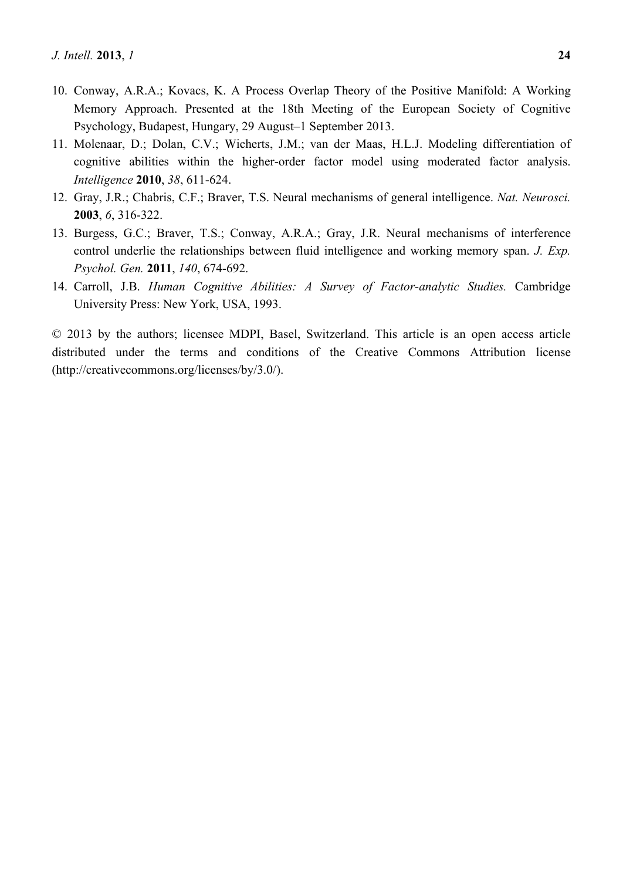10. Conway, A.R.A.; Kovacs, K. A Process Overlap Theory of the Positive Manifold: A Working Memory Approach. Presented at the 18th Meeting of the European Society of Cognitive Psychology, Budapest, Hungary, 29 August–1 September 2013.
11. Molenaar, D.; Dolan, C.V.; Wicherts, J.M.; van der Maas, H.L.J. Modeling differentiation of cognitive abilities within the higher-order factor model using moderated factor analysis. *Intelligence* **2010**, *38*, 611-624.
12. Gray, J.R.; Chabris, C.F.; Braver, T.S. Neural mechanisms of general intelligence. *Nat. Neurosci.* **2003**, *6*, 316-322.
13. Burgess, G.C.; Braver, T.S.; Conway, A.R.A.; Gray, J.R. Neural mechanisms of interference control underlie the relationships between fluid intelligence and working memory span. *J. Exp. Psychol. Gen.* **2011**, *140*, 674-692.
14. Carroll, J.B. *Human Cognitive Abilities: A Survey of Factor-analytic Studies.* Cambridge University Press: New York, USA, 1993.

© 2013 by the authors; licensee MDPI, Basel, Switzerland. This article is an open access article distributed under the terms and conditions of the Creative Commons Attribution license (http://creativecommons.org/licenses/by/3.0/).